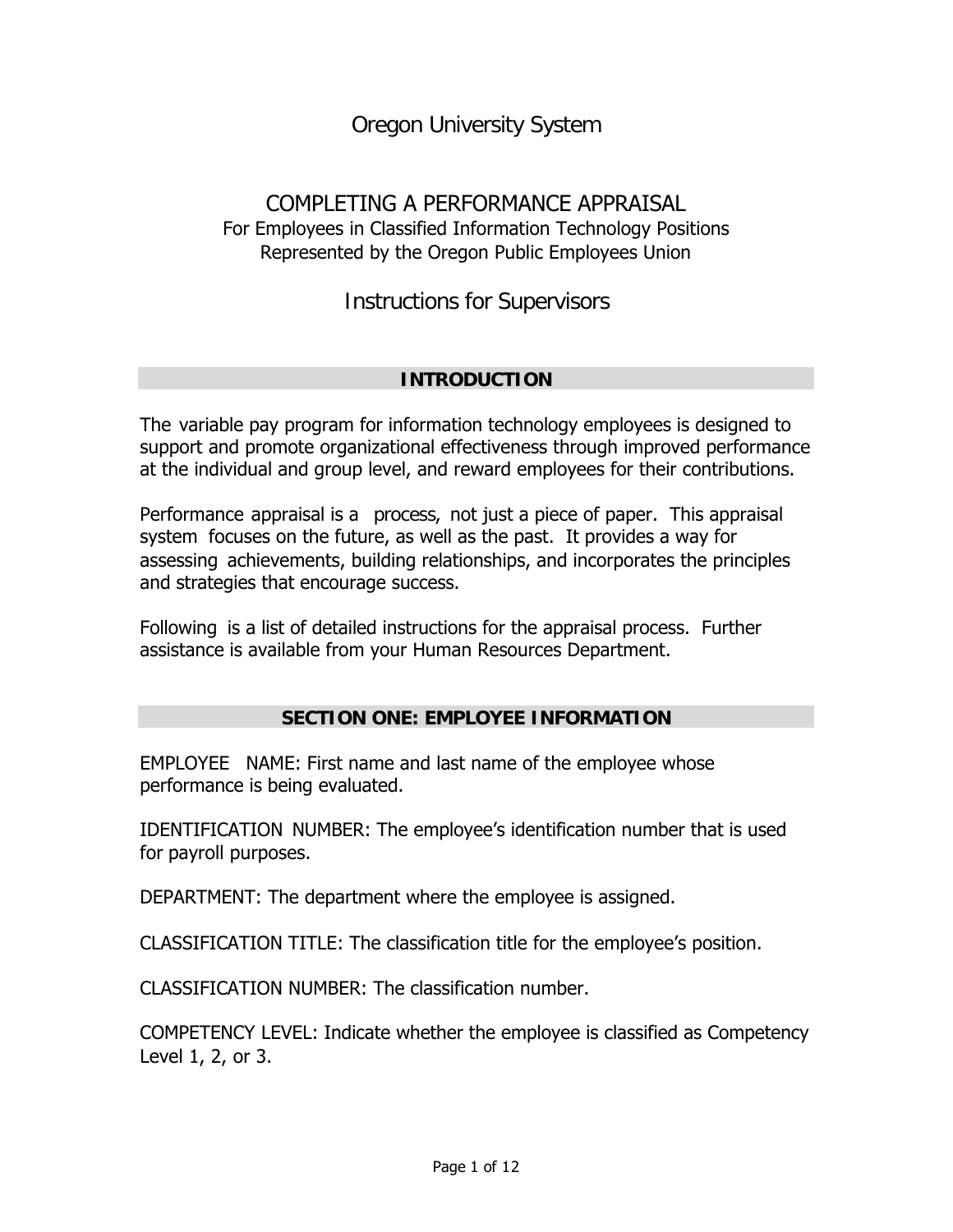# Oregon University System

## COMPLETING A PERFORMANCE APPRAISAL

For Employees in Classified Information Technology Positions
Represented by the Oregon Public Employees Union

## Instructions for Supervisors

### INTRODUCTION

The variable pay program for information technology employees is designed to support and promote organizational effectiveness through improved performance at the individual and group level, and reward employees for their contributions.

Performance appraisal is a process, not just a piece of paper. This appraisal system focuses on the future, as well as the past. It provides a way for assessing achievements, building relationships, and incorporates the principles and strategies that encourage success.

Following is a list of detailed instructions for the appraisal process. Further assistance is available from your Human Resources Department.

### SECTION ONE: EMPLOYEE INFORMATION

EMPLOYEE NAME: First name and last name of the employee whose performance is being evaluated.

IDENTIFICATION NUMBER: The employee's identification number that is used for payroll purposes.

DEPARTMENT: The department where the employee is assigned.

CLASSIFICATION TITLE: The classification title for the employee's position.

CLASSIFICATION NUMBER: The classification number.

COMPETENCY LEVEL: Indicate whether the employee is classified as Competency Level 1, 2, or 3.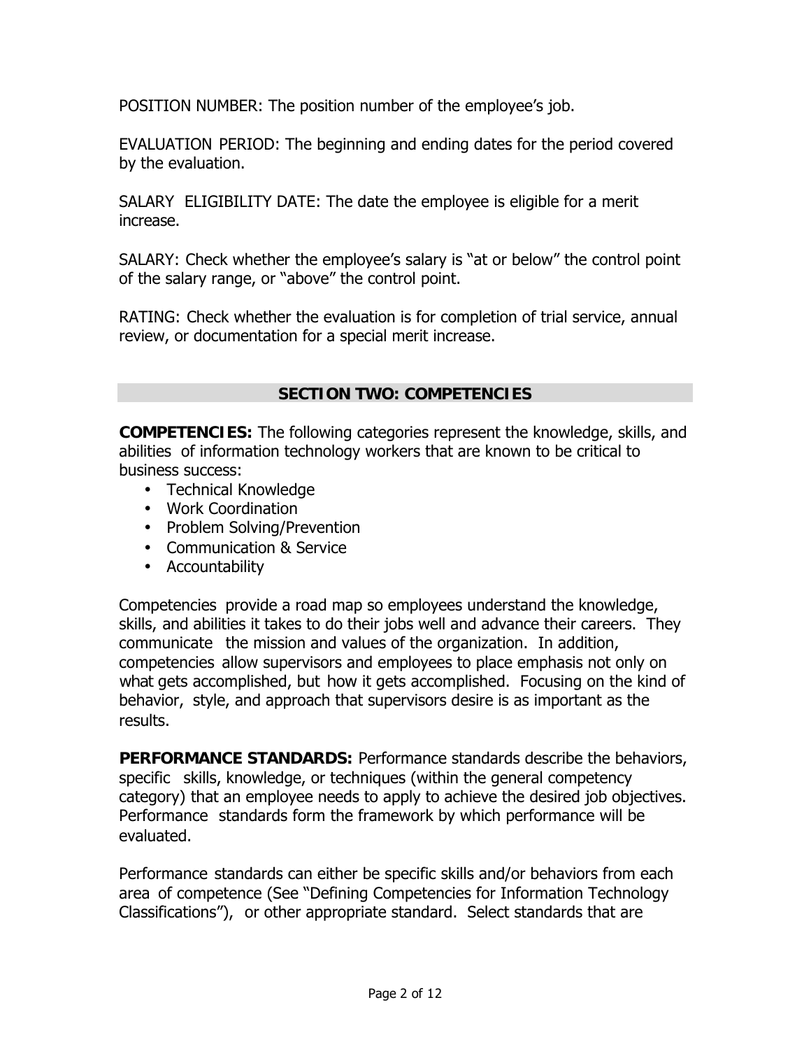POSITION NUMBER: The position number of the employee's job.

EVALUATION PERIOD: The beginning and ending dates for the period covered by the evaluation.

SALARY ELIGIBILITY DATE: The date the employee is eligible for a merit increase.

SALARY: Check whether the employee's salary is "at or below" the control point of the salary range, or "above" the control point.

RATING: Check whether the evaluation is for completion of trial service, annual review, or documentation for a special merit increase.

## SECTION TWO: COMPETENCIES

**COMPETENCIES:** The following categories represent the knowledge, skills, and abilities of information technology workers that are known to be critical to business success:

- Technical Knowledge
- Work Coordination
- Problem Solving/Prevention
- Communication & Service
- Accountability

Competencies provide a road map so employees understand the knowledge, skills, and abilities it takes to do their jobs well and advance their careers. They communicate the mission and values of the organization. In addition, competencies allow supervisors and employees to place emphasis not only on what gets accomplished, but how it gets accomplished. Focusing on the kind of behavior, style, and approach that supervisors desire is as important as the results.

**PERFORMANCE STANDARDS:** Performance standards describe the behaviors, specific skills, knowledge, or techniques (within the general competency category) that an employee needs to apply to achieve the desired job objectives. Performance standards form the framework by which performance will be evaluated.

Performance standards can either be specific skills and/or behaviors from each area of competence (See "Defining Competencies for Information Technology Classifications"), or other appropriate standard. Select standards that are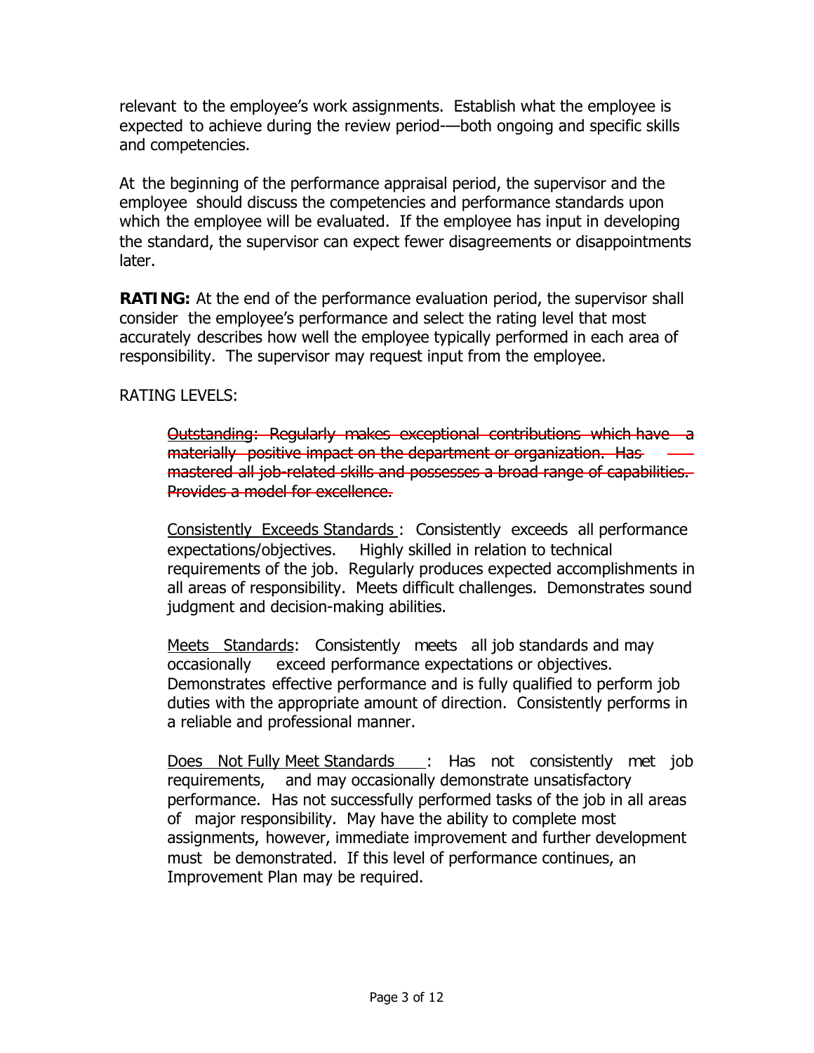relevant to the employee's work assignments. Establish what the employee is expected to achieve during the review period-—both ongoing and specific skills and competencies.

At the beginning of the performance appraisal period, the supervisor and the employee should discuss the competencies and performance standards upon which the employee will be evaluated. If the employee has input in developing the standard, the supervisor can expect fewer disagreements or disappointments later.

**RATING:** At the end of the performance evaluation period, the supervisor shall consider the employee's performance and select the rating level that most accurately describes how well the employee typically performed in each area of responsibility. The supervisor may request input from the employee.

RATING LEVELS:

~~Outstanding: Regularly makes exceptional contributions which have a materially positive impact on the department or organization. Has mastered all job-related skills and possesses a broad range of capabilities. Provides a model for excellence.~~

Consistently Exceeds Standards: Consistently exceeds all performance expectations/objectives. Highly skilled in relation to technical requirements of the job. Regularly produces expected accomplishments in all areas of responsibility. Meets difficult challenges. Demonstrates sound judgment and decision-making abilities.

Meets Standards: Consistently meets all job standards and may occasionally exceed performance expectations or objectives. Demonstrates effective performance and is fully qualified to perform job duties with the appropriate amount of direction. Consistently performs in a reliable and professional manner.

Does Not Fully Meet Standards: Has not consistently met job requirements, and may occasionally demonstrate unsatisfactory performance. Has not successfully performed tasks of the job in all areas of major responsibility. May have the ability to complete most assignments, however, immediate improvement and further development must be demonstrated. If this level of performance continues, an Improvement Plan may be required.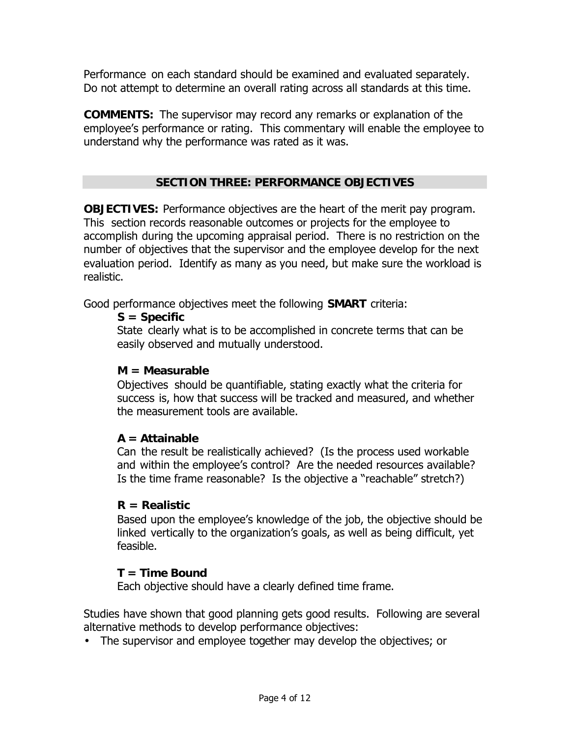Performance on each standard should be examined and evaluated separately. Do not attempt to determine an overall rating across all standards at this time.

**COMMENTS:** The supervisor may record any remarks or explanation of the employee's performance or rating. This commentary will enable the employee to understand why the performance was rated as it was.

## SECTION THREE: PERFORMANCE OBJECTIVES

**OBJECTIVES:** Performance objectives are the heart of the merit pay program. This section records reasonable outcomes or projects for the employee to accomplish during the upcoming appraisal period. There is no restriction on the number of objectives that the supervisor and the employee develop for the next evaluation period. Identify as many as you need, but make sure the workload is realistic.

Good performance objectives meet the following **SMART** criteria:

**S = Specific**
State clearly what is to be accomplished in concrete terms that can be easily observed and mutually understood.

**M = Measurable**
Objectives should be quantifiable, stating exactly what the criteria for success is, how that success will be tracked and measured, and whether the measurement tools are available.

**A = Attainable**
Can the result be realistically achieved? (Is the process used workable and within the employee's control? Are the needed resources available? Is the time frame reasonable? Is the objective a "reachable" stretch?)

**R = Realistic**
Based upon the employee's knowledge of the job, the objective should be linked vertically to the organization's goals, as well as being difficult, yet feasible.

**T = Time Bound**
Each objective should have a clearly defined time frame.

Studies have shown that good planning gets good results. Following are several alternative methods to develop performance objectives:

- The supervisor and employee together may develop the objectives; or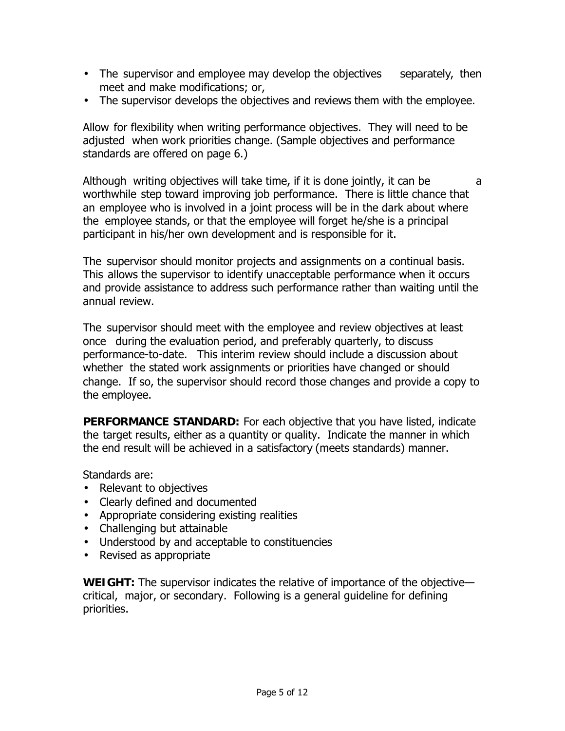- The supervisor and employee may develop the objectives separately, then meet and make modifications; or,
- The supervisor develops the objectives and reviews them with the employee.

Allow for flexibility when writing performance objectives. They will need to be adjusted when work priorities change. (Sample objectives and performance standards are offered on page 6.)

Although writing objectives will take time, if it is done jointly, it can be a worthwhile step toward improving job performance. There is little chance that an employee who is involved in a joint process will be in the dark about where the employee stands, or that the employee will forget he/she is a principal participant in his/her own development and is responsible for it.

The supervisor should monitor projects and assignments on a continual basis. This allows the supervisor to identify unacceptable performance when it occurs and provide assistance to address such performance rather than waiting until the annual review.

The supervisor should meet with the employee and review objectives at least once during the evaluation period, and preferably quarterly, to discuss performance-to-date. This interim review should include a discussion about whether the stated work assignments or priorities have changed or should change. If so, the supervisor should record those changes and provide a copy to the employee.

**PERFORMANCE STANDARD:** For each objective that you have listed, indicate the target results, either as a quantity or quality. Indicate the manner in which the end result will be achieved in a satisfactory (meets standards) manner.

Standards are:

- Relevant to objectives
- Clearly defined and documented
- Appropriate considering existing realities
- Challenging but attainable
- Understood by and acceptable to constituencies
- Revised as appropriate

**WEIGHT:** The supervisor indicates the relative of importance of the objective—critical, major, or secondary. Following is a general guideline for defining priorities.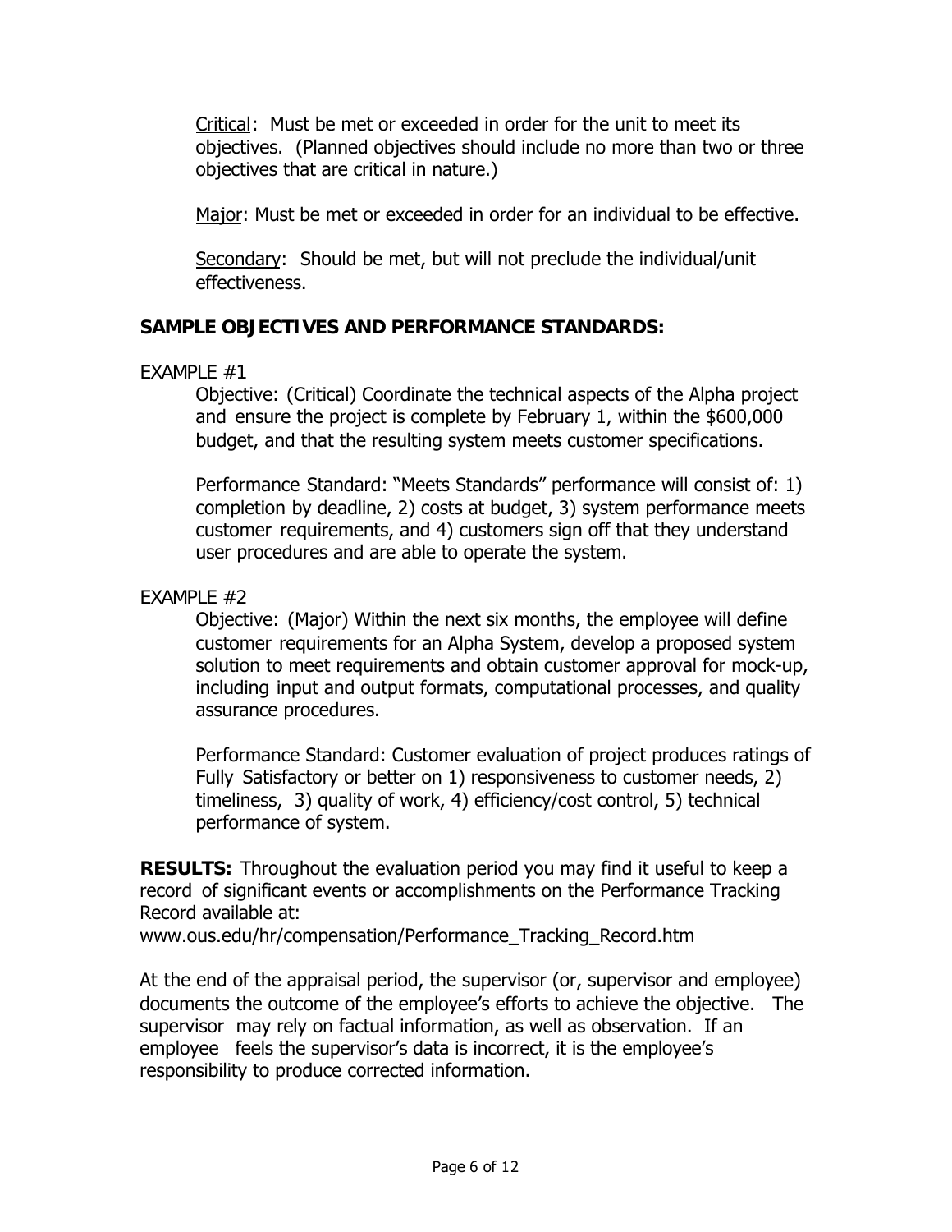Critical: Must be met or exceeded in order for the unit to meet its objectives. (Planned objectives should include no more than two or three objectives that are critical in nature.)

Major: Must be met or exceeded in order for an individual to be effective.

Secondary: Should be met, but will not preclude the individual/unit effectiveness.

**SAMPLE OBJECTIVES AND PERFORMANCE STANDARDS:**

EXAMPLE #1

Objective: (Critical) Coordinate the technical aspects of the Alpha project and ensure the project is complete by February 1, within the $600,000 budget, and that the resulting system meets customer specifications.

Performance Standard: "Meets Standards" performance will consist of: 1) completion by deadline, 2) costs at budget, 3) system performance meets customer requirements, and 4) customers sign off that they understand user procedures and are able to operate the system.

EXAMPLE #2

Objective: (Major) Within the next six months, the employee will define customer requirements for an Alpha System, develop a proposed system solution to meet requirements and obtain customer approval for mock-up, including input and output formats, computational processes, and quality assurance procedures.

Performance Standard: Customer evaluation of project produces ratings of Fully Satisfactory or better on 1) responsiveness to customer needs, 2) timeliness, 3) quality of work, 4) efficiency/cost control, 5) technical performance of system.

**RESULTS:** Throughout the evaluation period you may find it useful to keep a record of significant events or accomplishments on the Performance Tracking Record available at:
www.ous.edu/hr/compensation/Performance_Tracking_Record.htm

At the end of the appraisal period, the supervisor (or, supervisor and employee) documents the outcome of the employee's efforts to achieve the objective. The supervisor may rely on factual information, as well as observation. If an employee feels the supervisor's data is incorrect, it is the employee's responsibility to produce corrected information.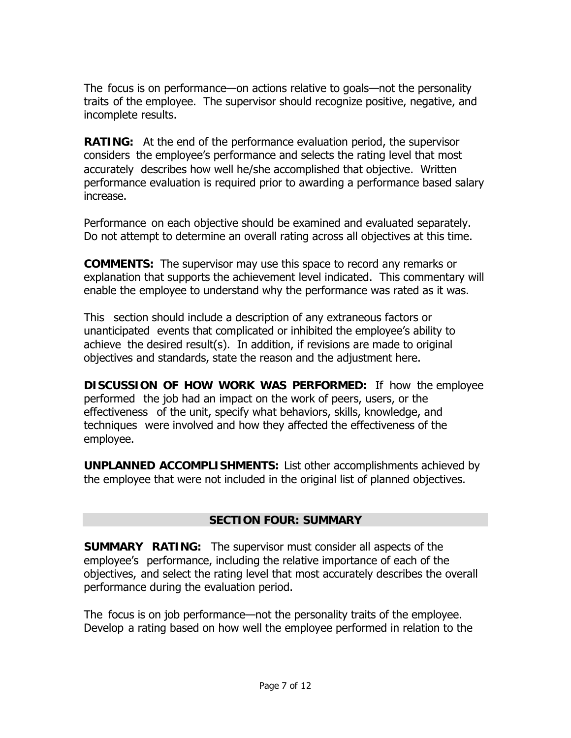The focus is on performance—on actions relative to goals—not the personality traits of the employee. The supervisor should recognize positive, negative, and incomplete results.

**RATING:** At the end of the performance evaluation period, the supervisor considers the employee's performance and selects the rating level that most accurately describes how well he/she accomplished that objective. Written performance evaluation is required prior to awarding a performance based salary increase.

Performance on each objective should be examined and evaluated separately. Do not attempt to determine an overall rating across all objectives at this time.

**COMMENTS:** The supervisor may use this space to record any remarks or explanation that supports the achievement level indicated. This commentary will enable the employee to understand why the performance was rated as it was.

This section should include a description of any extraneous factors or unanticipated events that complicated or inhibited the employee's ability to achieve the desired result(s). In addition, if revisions are made to original objectives and standards, state the reason and the adjustment here.

**DISCUSSION OF HOW WORK WAS PERFORMED:** If how the employee performed the job had an impact on the work of peers, users, or the effectiveness of the unit, specify what behaviors, skills, knowledge, and techniques were involved and how they affected the effectiveness of the employee.

**UNPLANNED ACCOMPLISHMENTS:** List other accomplishments achieved by the employee that were not included in the original list of planned objectives.

## SECTION FOUR: SUMMARY

**SUMMARY RATING:** The supervisor must consider all aspects of the employee's performance, including the relative importance of each of the objectives, and select the rating level that most accurately describes the overall performance during the evaluation period.

The focus is on job performance—not the personality traits of the employee. Develop a rating based on how well the employee performed in relation to the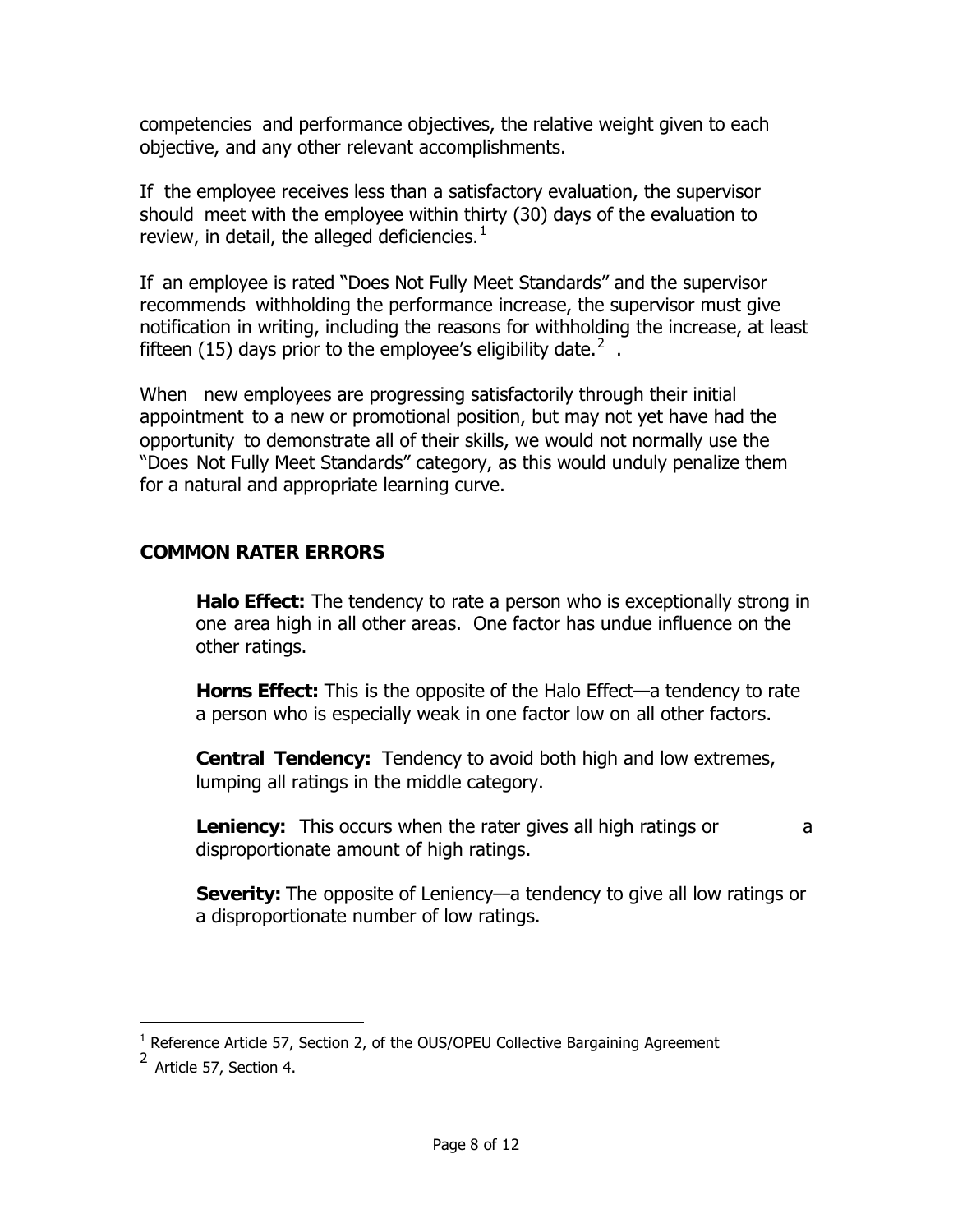competencies and performance objectives, the relative weight given to each objective, and any other relevant accomplishments.

If the employee receives less than a satisfactory evaluation, the supervisor should meet with the employee within thirty (30) days of the evaluation to review, in detail, the alleged deficiencies.[1]

If an employee is rated "Does Not Fully Meet Standards" and the supervisor recommends withholding the performance increase, the supervisor must give notification in writing, including the reasons for withholding the increase, at least fifteen (15) days prior to the employee's eligibility date.[2] .

When new employees are progressing satisfactorily through their initial appointment to a new or promotional position, but may not yet have had the opportunity to demonstrate all of their skills, we would not normally use the "Does Not Fully Meet Standards" category, as this would unduly penalize them for a natural and appropriate learning curve.

## COMMON RATER ERRORS

**Halo Effect:** The tendency to rate a person who is exceptionally strong in one area high in all other areas. One factor has undue influence on the other ratings.

**Horns Effect:** This is the opposite of the Halo Effect—a tendency to rate a person who is especially weak in one factor low on all other factors.

**Central Tendency:** Tendency to avoid both high and low extremes, lumping all ratings in the middle category.

**Leniency:** This occurs when the rater gives all high ratings or a disproportionate amount of high ratings.

**Severity:** The opposite of Leniency—a tendency to give all low ratings or a disproportionate number of low ratings.

---

[1] Reference Article 57, Section 2, of the OUS/OPEU Collective Bargaining Agreement

[2] Article 57, Section 4.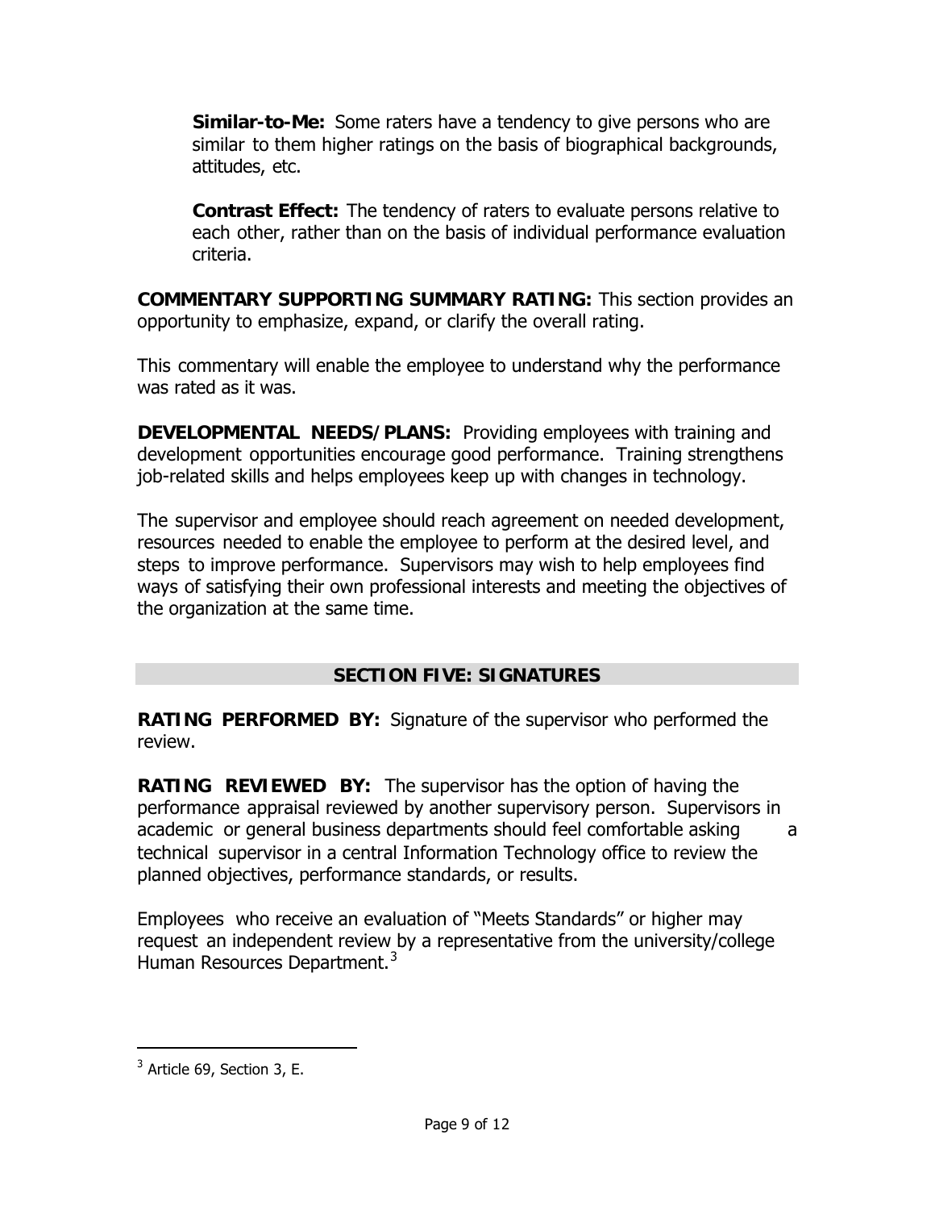**Similar-to-Me:** Some raters have a tendency to give persons who are similar to them higher ratings on the basis of biographical backgrounds, attitudes, etc.

**Contrast Effect:** The tendency of raters to evaluate persons relative to each other, rather than on the basis of individual performance evaluation criteria.

**COMMENTARY SUPPORTING SUMMARY RATING:** This section provides an opportunity to emphasize, expand, or clarify the overall rating.

This commentary will enable the employee to understand why the performance was rated as it was.

**DEVELOPMENTAL NEEDS/PLANS:** Providing employees with training and development opportunities encourage good performance. Training strengthens job-related skills and helps employees keep up with changes in technology.

The supervisor and employee should reach agreement on needed development, resources needed to enable the employee to perform at the desired level, and steps to improve performance. Supervisors may wish to help employees find ways of satisfying their own professional interests and meeting the objectives of the organization at the same time.

## SECTION FIVE: SIGNATURES

**RATING PERFORMED BY:** Signature of the supervisor who performed the review.

**RATING REVIEWED BY:** The supervisor has the option of having the performance appraisal reviewed by another supervisory person. Supervisors in academic or general business departments should feel comfortable asking a technical supervisor in a central Information Technology office to review the planned objectives, performance standards, or results.

Employees who receive an evaluation of "Meets Standards" or higher may request an independent review by a representative from the university/college Human Resources Department.[3]

---

[3] Article 69, Section 3, E.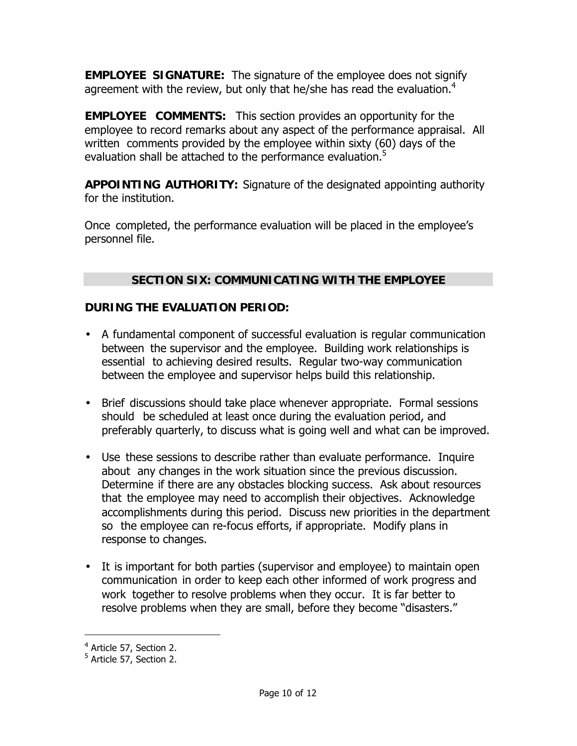**EMPLOYEE SIGNATURE:** The signature of the employee does not signify agreement with the review, but only that he/she has read the evaluation.[4]

**EMPLOYEE COMMENTS:** This section provides an opportunity for the employee to record remarks about any aspect of the performance appraisal. All written comments provided by the employee within sixty (60) days of the evaluation shall be attached to the performance evaluation.[5]

**APPOINTING AUTHORITY:** Signature of the designated appointing authority for the institution.

Once completed, the performance evaluation will be placed in the employee's personnel file.

## SECTION SIX: COMMUNICATING WITH THE EMPLOYEE

### DURING THE EVALUATION PERIOD:

- A fundamental component of successful evaluation is regular communication between the supervisor and the employee. Building work relationships is essential to achieving desired results. Regular two-way communication between the employee and supervisor helps build this relationship.

- Brief discussions should take place whenever appropriate. Formal sessions should be scheduled at least once during the evaluation period, and preferably quarterly, to discuss what is going well and what can be improved.

- Use these sessions to describe rather than evaluate performance. Inquire about any changes in the work situation since the previous discussion. Determine if there are any obstacles blocking success. Ask about resources that the employee may need to accomplish their objectives. Acknowledge accomplishments during this period. Discuss new priorities in the department so the employee can re-focus efforts, if appropriate. Modify plans in response to changes.

- It is important for both parties (supervisor and employee) to maintain open communication in order to keep each other informed of work progress and work together to resolve problems when they occur. It is far better to resolve problems when they are small, before they become "disasters."

---

[4] Article 57, Section 2.

[5] Article 57, Section 2.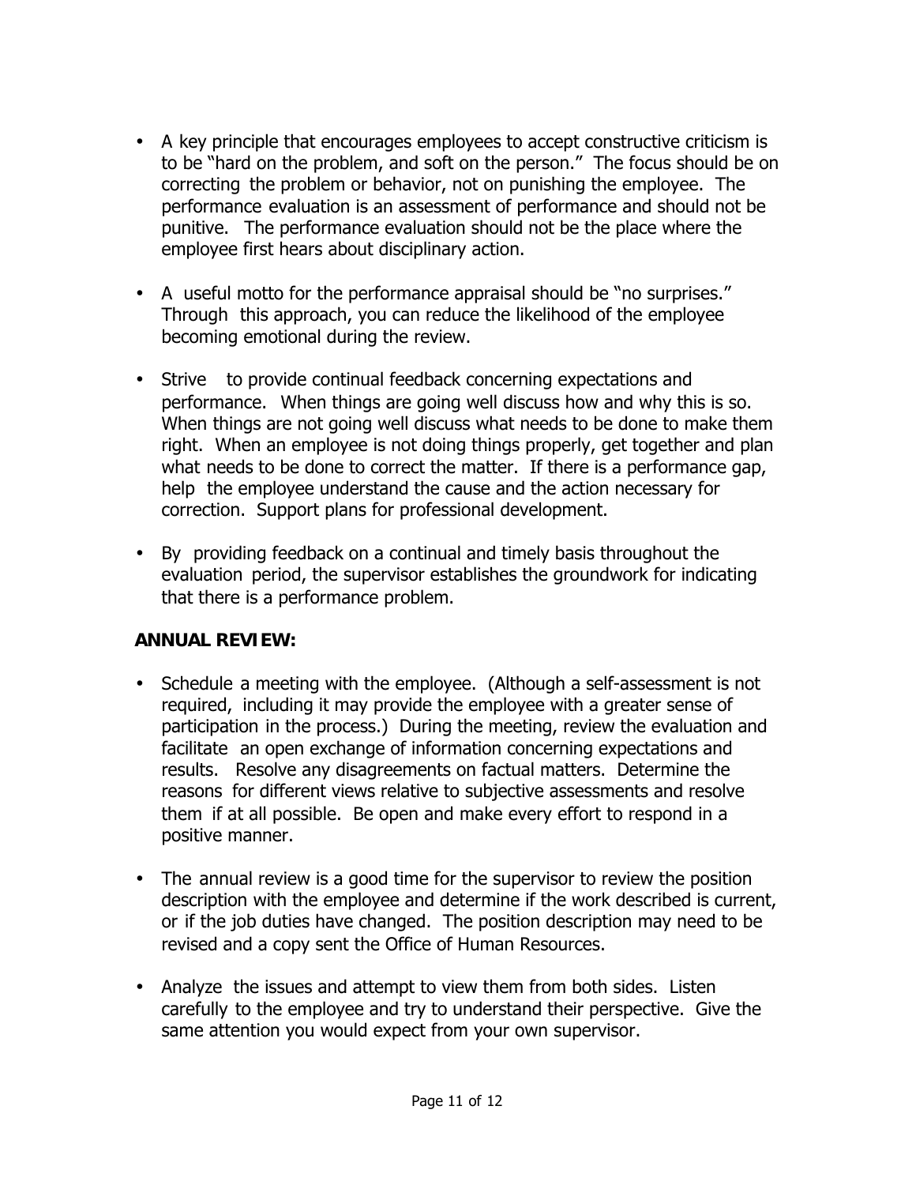- A key principle that encourages employees to accept constructive criticism is to be "hard on the problem, and soft on the person." The focus should be on correcting the problem or behavior, not on punishing the employee. The performance evaluation is an assessment of performance and should not be punitive. The performance evaluation should not be the place where the employee first hears about disciplinary action.

- A useful motto for the performance appraisal should be "no surprises." Through this approach, you can reduce the likelihood of the employee becoming emotional during the review.

- Strive to provide continual feedback concerning expectations and performance. When things are going well discuss how and why this is so. When things are not going well discuss what needs to be done to make them right. When an employee is not doing things properly, get together and plan what needs to be done to correct the matter. If there is a performance gap, help the employee understand the cause and the action necessary for correction. Support plans for professional development.

- By providing feedback on a continual and timely basis throughout the evaluation period, the supervisor establishes the groundwork for indicating that there is a performance problem.

**ANNUAL REVIEW:**

- Schedule a meeting with the employee. (Although a self-assessment is not required, including it may provide the employee with a greater sense of participation in the process.) During the meeting, review the evaluation and facilitate an open exchange of information concerning expectations and results. Resolve any disagreements on factual matters. Determine the reasons for different views relative to subjective assessments and resolve them if at all possible. Be open and make every effort to respond in a positive manner.

- The annual review is a good time for the supervisor to review the position description with the employee and determine if the work described is current, or if the job duties have changed. The position description may need to be revised and a copy sent the Office of Human Resources.

- Analyze the issues and attempt to view them from both sides. Listen carefully to the employee and try to understand their perspective. Give the same attention you would expect from your own supervisor.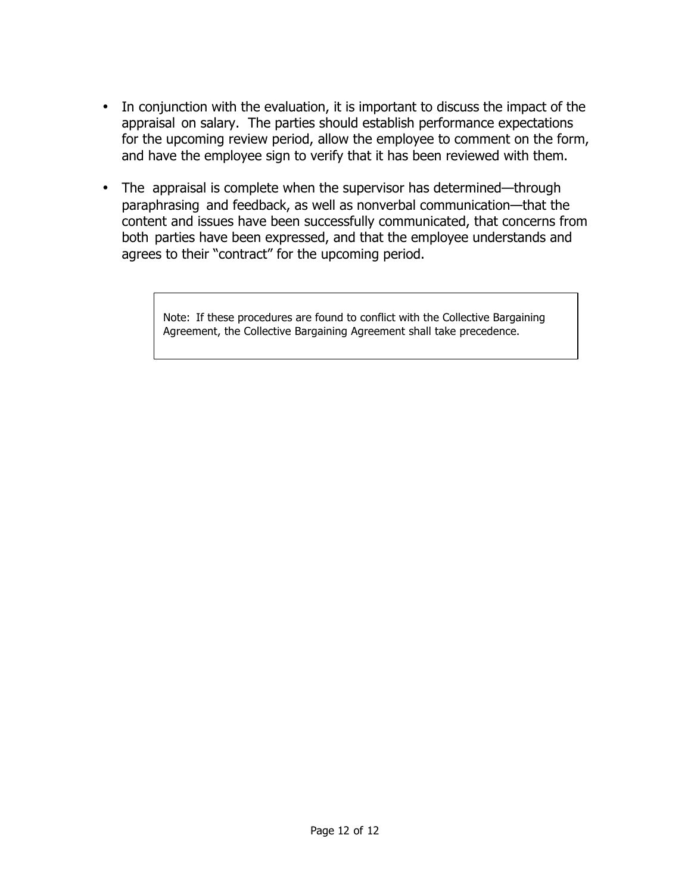- In conjunction with the evaluation, it is important to discuss the impact of the appraisal on salary. The parties should establish performance expectations for the upcoming review period, allow the employee to comment on the form, and have the employee sign to verify that it has been reviewed with them.

- The appraisal is complete when the supervisor has determined—through paraphrasing and feedback, as well as nonverbal communication—that the content and issues have been successfully communicated, that concerns from both parties have been expressed, and that the employee understands and agrees to their "contract" for the upcoming period.

> Note: If these procedures are found to conflict with the Collective Bargaining Agreement, the Collective Bargaining Agreement shall take precedence.